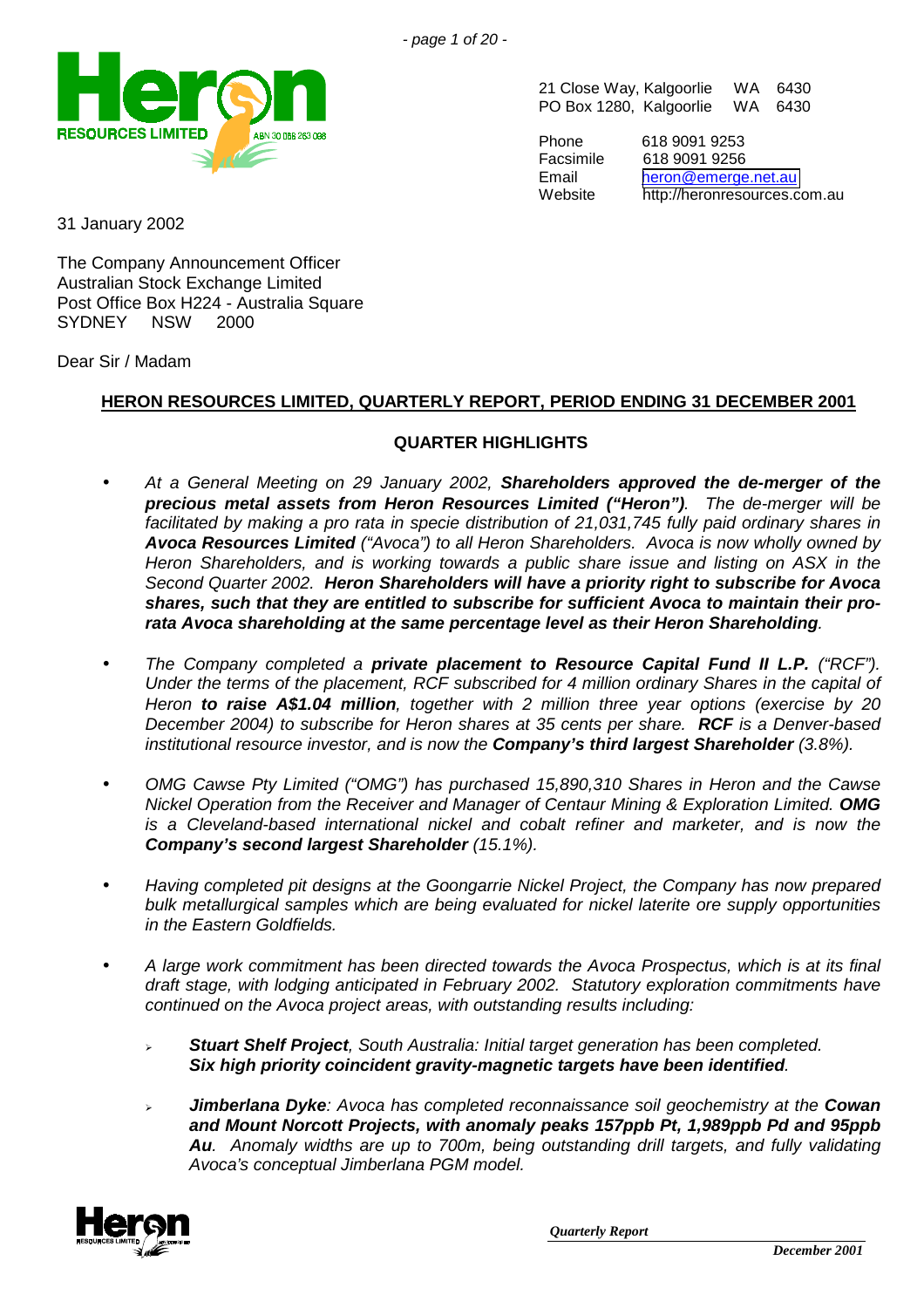21 Close Way, Kalgoorlie WA 6430
PO Box 1280, Kalgoorlie WA 6430

Phone 618 9091 9253
Facsimile 618 9091 9256
Email heron@emerge.net.au
Website http://heronresources.com.au

31 January 2002

The Company Announcement Officer
Australian Stock Exchange Limited
Post Office Box H224 - Australia Square
SYDNEY NSW 2000

Dear Sir / Madam

## HERON RESOURCES LIMITED, QUARTERLY REPORT, PERIOD ENDING 31 DECEMBER 2001

### QUARTER HIGHLIGHTS

- *At a General Meeting on 29 January 2002,* ***Shareholders approved the de-merger of the precious metal assets from Heron Resources Limited ("Heron")****. The de-merger will be facilitated by making a pro rata in specie distribution of 21,031,745 fully paid ordinary shares in* ***Avoca Resources Limited*** *("Avoca") to all Heron Shareholders. Avoca is now wholly owned by Heron Shareholders, and is working towards a public share issue and listing on ASX in the Second Quarter 2002.* ***Heron Shareholders will have a priority right to subscribe for Avoca shares, such that they are entitled to subscribe for sufficient Avoca to maintain their pro-rata Avoca shareholding at the same percentage level as their Heron Shareholding****.*

- *The Company completed a* ***private placement to Resource Capital Fund II L.P.*** *("RCF"). Under the terms of the placement, RCF subscribed for 4 million ordinary Shares in the capital of Heron* ***to raise A$1.04 million****, together with 2 million three year options (exercise by 20 December 2004) to subscribe for Heron shares at 35 cents per share.* ***RCF*** *is a Denver-based institutional resource investor, and is now the* ***Company's third largest Shareholder*** *(3.8%).*

- *OMG Cawse Pty Limited ("OMG") has purchased 15,890,310 Shares in Heron and the Cawse Nickel Operation from the Receiver and Manager of Centaur Mining & Exploration Limited.* ***OMG*** *is a Cleveland-based international nickel and cobalt refiner and marketer, and is now the* ***Company's second largest Shareholder*** *(15.1%).*

- *Having completed pit designs at the Goongarrie Nickel Project, the Company has now prepared bulk metallurgical samples which are being evaluated for nickel laterite ore supply opportunities in the Eastern Goldfields.*

- *A large work commitment has been directed towards the Avoca Prospectus, which is at its final draft stage, with lodging anticipated in February 2002. Statutory exploration commitments have continued on the Avoca project areas, with outstanding results including:*

  - ***Stuart Shelf Project****, South Australia: Initial target generation has been completed.* ***Six high priority coincident gravity-magnetic targets have been identified****.*

  - ***Jimberlana Dyke****: Avoca has completed reconnaissance soil geochemistry at the* ***Cowan and Mount Norcott Projects, with anomaly peaks 157ppb Pt, 1,989ppb Pd and 95ppb Au****. Anomaly widths are up to 700m, being outstanding drill targets, and fully validating Avoca's conceptual Jimberlana PGM model.*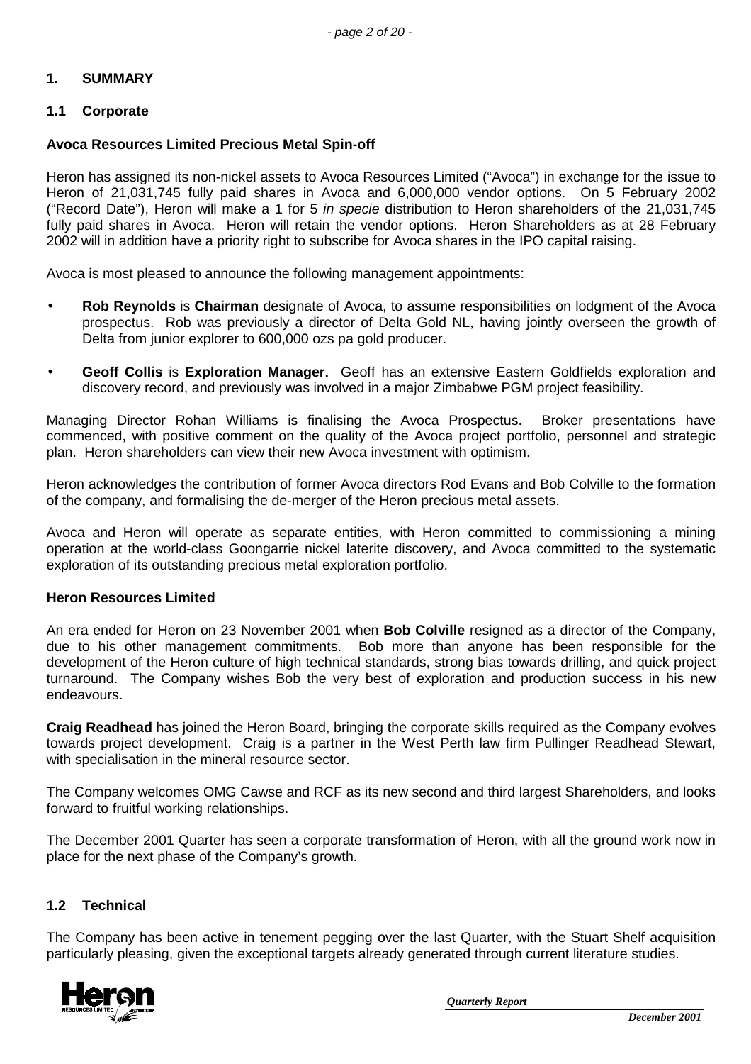# 1. SUMMARY

## 1.1 Corporate

**Avoca Resources Limited Precious Metal Spin-off**

Heron has assigned its non-nickel assets to Avoca Resources Limited ("Avoca") in exchange for the issue to Heron of 21,031,745 fully paid shares in Avoca and 6,000,000 vendor options. On 5 February 2002 ("Record Date"), Heron will make a 1 for 5 *in specie* distribution to Heron shareholders of the 21,031,745 fully paid shares in Avoca. Heron will retain the vendor options. Heron Shareholders as at 28 February 2002 will in addition have a priority right to subscribe for Avoca shares in the IPO capital raising.

Avoca is most pleased to announce the following management appointments:

- **Rob Reynolds** is **Chairman** designate of Avoca, to assume responsibilities on lodgment of the Avoca prospectus. Rob was previously a director of Delta Gold NL, having jointly overseen the growth of Delta from junior explorer to 600,000 ozs pa gold producer.
- **Geoff Collis** is **Exploration Manager.** Geoff has an extensive Eastern Goldfields exploration and discovery record, and previously was involved in a major Zimbabwe PGM project feasibility.

Managing Director Rohan Williams is finalising the Avoca Prospectus. Broker presentations have commenced, with positive comment on the quality of the Avoca project portfolio, personnel and strategic plan. Heron shareholders can view their new Avoca investment with optimism.

Heron acknowledges the contribution of former Avoca directors Rod Evans and Bob Colville to the formation of the company, and formalising the de-merger of the Heron precious metal assets.

Avoca and Heron will operate as separate entities, with Heron committed to commissioning a mining operation at the world-class Goongarrie nickel laterite discovery, and Avoca committed to the systematic exploration of its outstanding precious metal exploration portfolio.

**Heron Resources Limited**

An era ended for Heron on 23 November 2001 when **Bob Colville** resigned as a director of the Company, due to his other management commitments. Bob more than anyone has been responsible for the development of the Heron culture of high technical standards, strong bias towards drilling, and quick project turnaround. The Company wishes Bob the very best of exploration and production success in his new endeavours.

**Craig Readhead** has joined the Heron Board, bringing the corporate skills required as the Company evolves towards project development. Craig is a partner in the West Perth law firm Pullinger Readhead Stewart, with specialisation in the mineral resource sector.

The Company welcomes OMG Cawse and RCF as its new second and third largest Shareholders, and looks forward to fruitful working relationships.

The December 2001 Quarter has seen a corporate transformation of Heron, with all the ground work now in place for the next phase of the Company's growth.

## 1.2 Technical

The Company has been active in tenement pegging over the last Quarter, with the Stuart Shelf acquisition particularly pleasing, given the exceptional targets already generated through current literature studies.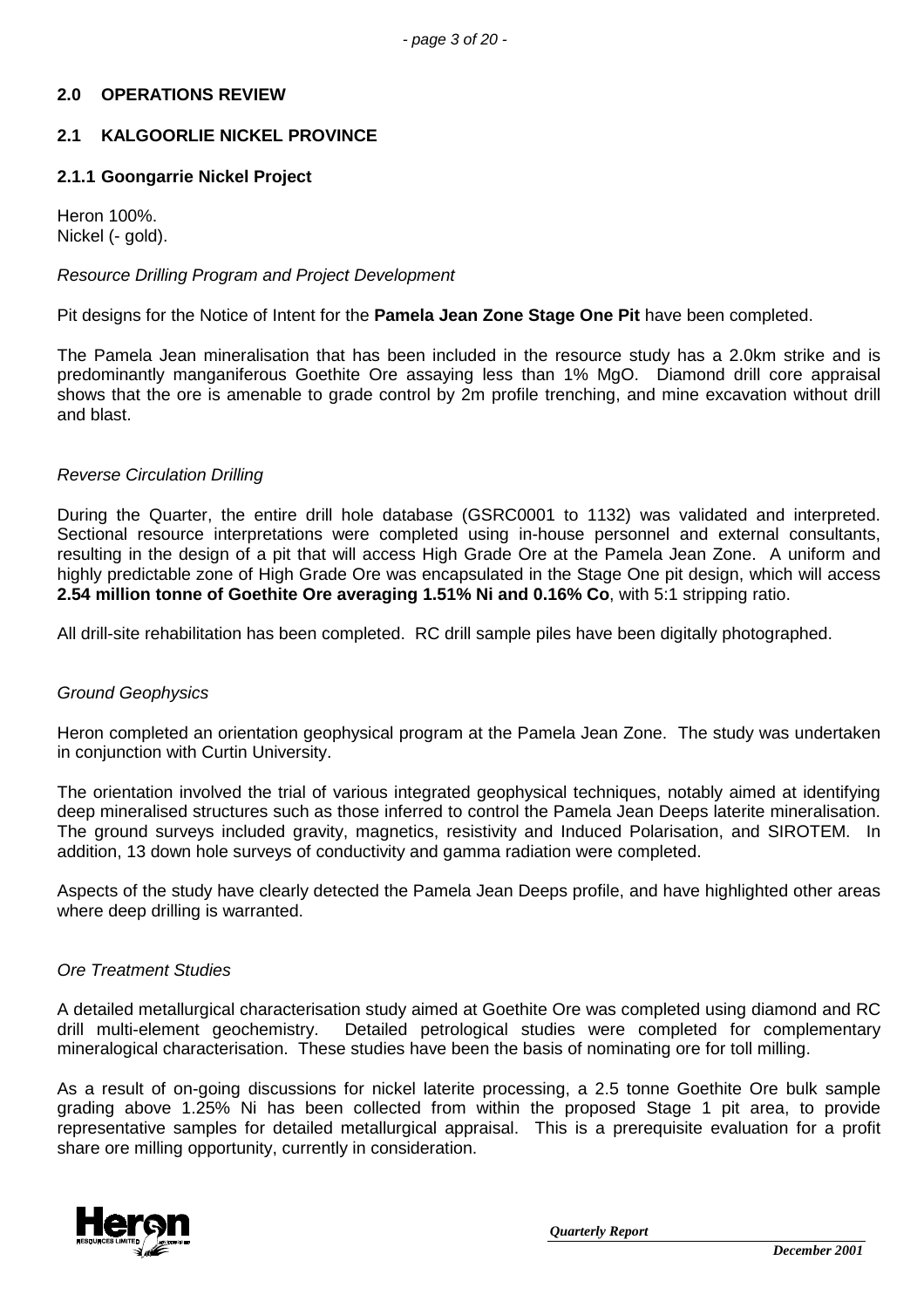## 2.0 OPERATIONS REVIEW

### 2.1 KALGOORLIE NICKEL PROVINCE

#### 2.1.1 Goongarrie Nickel Project

Heron 100%.
Nickel (- gold).

*Resource Drilling Program and Project Development*

Pit designs for the Notice of Intent for the **Pamela Jean Zone Stage One Pit** have been completed.

The Pamela Jean mineralisation that has been included in the resource study has a 2.0km strike and is predominantly manganiferous Goethite Ore assaying less than 1% MgO. Diamond drill core appraisal shows that the ore is amenable to grade control by 2m profile trenching, and mine excavation without drill and blast.

*Reverse Circulation Drilling*

During the Quarter, the entire drill hole database (GSRC0001 to 1132) was validated and interpreted. Sectional resource interpretations were completed using in-house personnel and external consultants, resulting in the design of a pit that will access High Grade Ore at the Pamela Jean Zone. A uniform and highly predictable zone of High Grade Ore was encapsulated in the Stage One pit design, which will access **2.54 million tonne of Goethite Ore averaging 1.51% Ni and 0.16% Co**, with 5:1 stripping ratio.

All drill-site rehabilitation has been completed. RC drill sample piles have been digitally photographed.

*Ground Geophysics*

Heron completed an orientation geophysical program at the Pamela Jean Zone. The study was undertaken in conjunction with Curtin University.

The orientation involved the trial of various integrated geophysical techniques, notably aimed at identifying deep mineralised structures such as those inferred to control the Pamela Jean Deeps laterite mineralisation. The ground surveys included gravity, magnetics, resistivity and Induced Polarisation, and SIROTEM. In addition, 13 down hole surveys of conductivity and gamma radiation were completed.

Aspects of the study have clearly detected the Pamela Jean Deeps profile, and have highlighted other areas where deep drilling is warranted.

*Ore Treatment Studies*

A detailed metallurgical characterisation study aimed at Goethite Ore was completed using diamond and RC drill multi-element geochemistry. Detailed petrological studies were completed for complementary mineralogical characterisation. These studies have been the basis of nominating ore for toll milling.

As a result of on-going discussions for nickel laterite processing, a 2.5 tonne Goethite Ore bulk sample grading above 1.25% Ni has been collected from within the proposed Stage 1 pit area, to provide representative samples for detailed metallurgical appraisal. This is a prerequisite evaluation for a profit share ore milling opportunity, currently in consideration.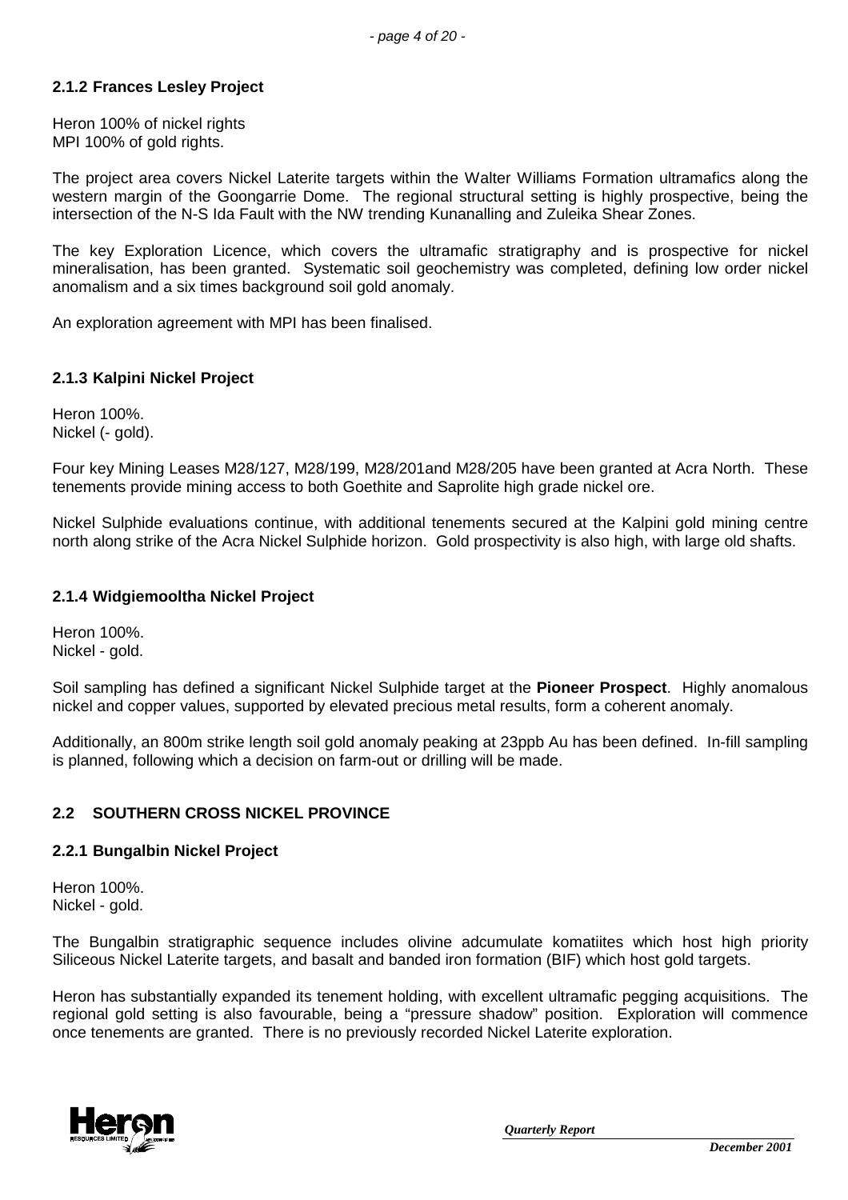### 2.1.2 Frances Lesley Project

Heron 100% of nickel rights
MPI 100% of gold rights.

The project area covers Nickel Laterite targets within the Walter Williams Formation ultramafics along the western margin of the Goongarrie Dome. The regional structural setting is highly prospective, being the intersection of the N-S Ida Fault with the NW trending Kunanalling and Zuleika Shear Zones.

The key Exploration Licence, which covers the ultramafic stratigraphy and is prospective for nickel mineralisation, has been granted. Systematic soil geochemistry was completed, defining low order nickel anomalism and a six times background soil gold anomaly.

An exploration agreement with MPI has been finalised.

### 2.1.3 Kalpini Nickel Project

Heron 100%.
Nickel (- gold).

Four key Mining Leases M28/127, M28/199, M28/201and M28/205 have been granted at Acra North. These tenements provide mining access to both Goethite and Saprolite high grade nickel ore.

Nickel Sulphide evaluations continue, with additional tenements secured at the Kalpini gold mining centre north along strike of the Acra Nickel Sulphide horizon. Gold prospectivity is also high, with large old shafts.

### 2.1.4 Widgiemooltha Nickel Project

Heron 100%.
Nickel - gold.

Soil sampling has defined a significant Nickel Sulphide target at the **Pioneer Prospect**. Highly anomalous nickel and copper values, supported by elevated precious metal results, form a coherent anomaly.

Additionally, an 800m strike length soil gold anomaly peaking at 23ppb Au has been defined. In-fill sampling is planned, following which a decision on farm-out or drilling will be made.

## 2.2 SOUTHERN CROSS NICKEL PROVINCE

### 2.2.1 Bungalbin Nickel Project

Heron 100%.
Nickel - gold.

The Bungalbin stratigraphic sequence includes olivine adcumulate komatiites which host high priority Siliceous Nickel Laterite targets, and basalt and banded iron formation (BIF) which host gold targets.

Heron has substantially expanded its tenement holding, with excellent ultramafic pegging acquisitions. The regional gold setting is also favourable, being a "pressure shadow" position. Exploration will commence once tenements are granted. There is no previously recorded Nickel Laterite exploration.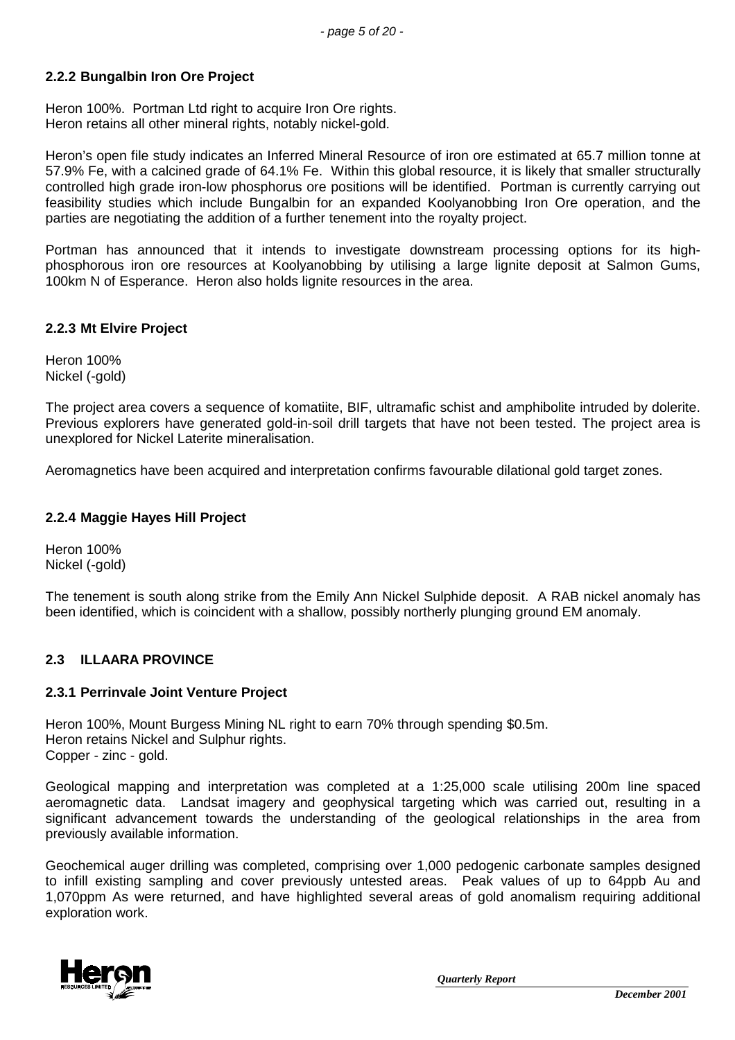### 2.2.2 Bungalbin Iron Ore Project

Heron 100%. Portman Ltd right to acquire Iron Ore rights.
Heron retains all other mineral rights, notably nickel-gold.

Heron's open file study indicates an Inferred Mineral Resource of iron ore estimated at 65.7 million tonne at 57.9% Fe, with a calcined grade of 64.1% Fe. Within this global resource, it is likely that smaller structurally controlled high grade iron-low phosphorus ore positions will be identified. Portman is currently carrying out feasibility studies which include Bungalbin for an expanded Koolyanobbing Iron Ore operation, and the parties are negotiating the addition of a further tenement into the royalty project.

Portman has announced that it intends to investigate downstream processing options for its high-phosphorous iron ore resources at Koolyanobbing by utilising a large lignite deposit at Salmon Gums, 100km N of Esperance. Heron also holds lignite resources in the area.

### 2.2.3 Mt Elvire Project

Heron 100%
Nickel (-gold)

The project area covers a sequence of komatiite, BIF, ultramafic schist and amphibolite intruded by dolerite. Previous explorers have generated gold-in-soil drill targets that have not been tested. The project area is unexplored for Nickel Laterite mineralisation.

Aeromagnetics have been acquired and interpretation confirms favourable dilational gold target zones.

### 2.2.4 Maggie Hayes Hill Project

Heron 100%
Nickel (-gold)

The tenement is south along strike from the Emily Ann Nickel Sulphide deposit. A RAB nickel anomaly has been identified, which is coincident with a shallow, possibly northerly plunging ground EM anomaly.

## 2.3 ILLAARA PROVINCE

### 2.3.1 Perrinvale Joint Venture Project

Heron 100%, Mount Burgess Mining NL right to earn 70% through spending $0.5m.
Heron retains Nickel and Sulphur rights.
Copper - zinc - gold.

Geological mapping and interpretation was completed at a 1:25,000 scale utilising 200m line spaced aeromagnetic data. Landsat imagery and geophysical targeting which was carried out, resulting in a significant advancement towards the understanding of the geological relationships in the area from previously available information.

Geochemical auger drilling was completed, comprising over 1,000 pedogenic carbonate samples designed to infill existing sampling and cover previously untested areas. Peak values of up to 64ppb Au and 1,070ppm As were returned, and have highlighted several areas of gold anomalism requiring additional exploration work.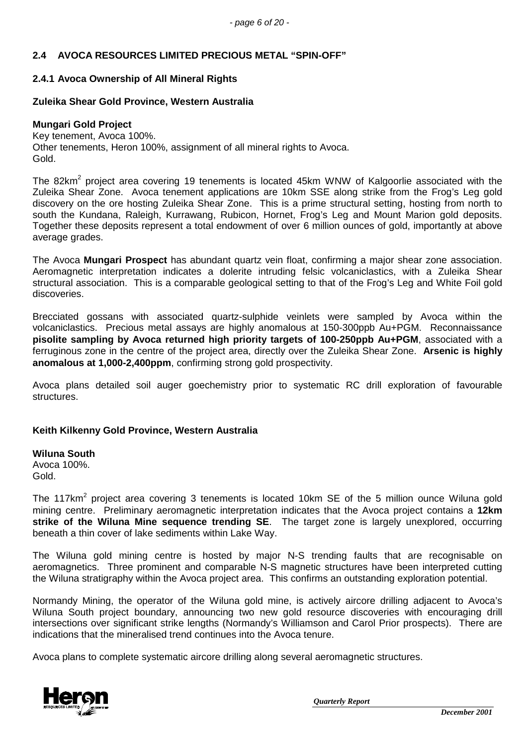## 2.4 AVOCA RESOURCES LIMITED PRECIOUS METAL "SPIN-OFF"

### 2.4.1 Avoca Ownership of All Mineral Rights

**Zuleika Shear Gold Province, Western Australia**

**Mungari Gold Project**
Key tenement, Avoca 100%.
Other tenements, Heron 100%, assignment of all mineral rights to Avoca.
Gold.

The 82km$^2$ project area covering 19 tenements is located 45km WNW of Kalgoorlie associated with the Zuleika Shear Zone. Avoca tenement applications are 10km SSE along strike from the Frog's Leg gold discovery on the ore hosting Zuleika Shear Zone. This is a prime structural setting, hosting from north to south the Kundana, Raleigh, Kurrawang, Rubicon, Hornet, Frog's Leg and Mount Marion gold deposits. Together these deposits represent a total endowment of over 6 million ounces of gold, importantly at above average grades.

The Avoca **Mungari Prospect** has abundant quartz vein float, confirming a major shear zone association. Aeromagnetic interpretation indicates a dolerite intruding felsic volcaniclastics, with a Zuleika Shear structural association. This is a comparable geological setting to that of the Frog's Leg and White Foil gold discoveries.

Brecciated gossans with associated quartz-sulphide veinlets were sampled by Avoca within the volcaniclastics. Precious metal assays are highly anomalous at 150-300ppb Au+PGM. Reconnaissance **pisolite sampling by Avoca returned high priority targets of 100-250ppb Au+PGM**, associated with a ferruginous zone in the centre of the project area, directly over the Zuleika Shear Zone. **Arsenic is highly anomalous at 1,000-2,400ppm**, confirming strong gold prospectivity.

Avoca plans detailed soil auger goechemistry prior to systematic RC drill exploration of favourable structures.

**Keith Kilkenny Gold Province, Western Australia**

**Wiluna South**
Avoca 100%.
Gold.

The 117km$^2$ project area covering 3 tenements is located 10km SE of the 5 million ounce Wiluna gold mining centre. Preliminary aeromagnetic interpretation indicates that the Avoca project contains a **12km strike of the Wiluna Mine sequence trending SE**. The target zone is largely unexplored, occurring beneath a thin cover of lake sediments within Lake Way.

The Wiluna gold mining centre is hosted by major N-S trending faults that are recognisable on aeromagnetics. Three prominent and comparable N-S magnetic structures have been interpreted cutting the Wiluna stratigraphy within the Avoca project area. This confirms an outstanding exploration potential.

Normandy Mining, the operator of the Wiluna gold mine, is actively aircore drilling adjacent to Avoca's Wiluna South project boundary, announcing two new gold resource discoveries with encouraging drill intersections over significant strike lengths (Normandy's Williamson and Carol Prior prospects). There are indications that the mineralised trend continues into the Avoca tenure.

Avoca plans to complete systematic aircore drilling along several aeromagnetic structures.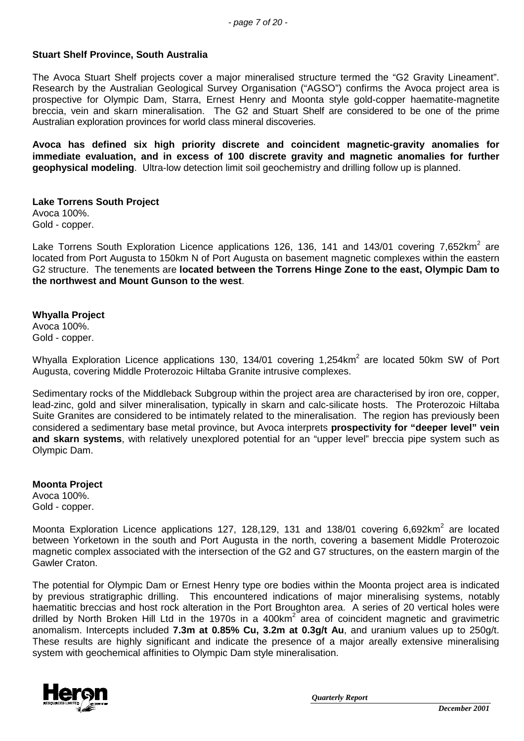**Stuart Shelf Province, South Australia**

The Avoca Stuart Shelf projects cover a major mineralised structure termed the "G2 Gravity Lineament". Research by the Australian Geological Survey Organisation ("AGSO") confirms the Avoca project area is prospective for Olympic Dam, Starra, Ernest Henry and Moonta style gold-copper haematite-magnetite breccia, vein and skarn mineralisation. The G2 and Stuart Shelf are considered to be one of the prime Australian exploration provinces for world class mineral discoveries.

**Avoca has defined six high priority discrete and coincident magnetic-gravity anomalies for immediate evaluation, and in excess of 100 discrete gravity and magnetic anomalies for further geophysical modeling**. Ultra-low detection limit soil geochemistry and drilling follow up is planned.

**Lake Torrens South Project**
Avoca 100%.
Gold - copper.

Lake Torrens South Exploration Licence applications 126, 136, 141 and 143/01 covering 7,652km$^2$ are located from Port Augusta to 150km N of Port Augusta on basement magnetic complexes within the eastern G2 structure. The tenements are **located between the Torrens Hinge Zone to the east, Olympic Dam to the northwest and Mount Gunson to the west**.

**Whyalla Project**
Avoca 100%.
Gold - copper.

Whyalla Exploration Licence applications 130, 134/01 covering 1,254km$^2$ are located 50km SW of Port Augusta, covering Middle Proterozoic Hiltaba Granite intrusive complexes.

Sedimentary rocks of the Middleback Subgroup within the project area are characterised by iron ore, copper, lead-zinc, gold and silver mineralisation, typically in skarn and calc-silicate hosts. The Proterozoic Hiltaba Suite Granites are considered to be intimately related to the mineralisation. The region has previously been considered a sedimentary base metal province, but Avoca interprets **prospectivity for "deeper level" vein and skarn systems**, with relatively unexplored potential for an "upper level" breccia pipe system such as Olympic Dam.

**Moonta Project**
Avoca 100%.
Gold - copper.

Moonta Exploration Licence applications 127, 128,129, 131 and 138/01 covering 6,692km$^2$ are located between Yorketown in the south and Port Augusta in the north, covering a basement Middle Proterozoic magnetic complex associated with the intersection of the G2 and G7 structures, on the eastern margin of the Gawler Craton.

The potential for Olympic Dam or Ernest Henry type ore bodies within the Moonta project area is indicated by previous stratigraphic drilling. This encountered indications of major mineralising systems, notably haematitic breccias and host rock alteration in the Port Broughton area. A series of 20 vertical holes were drilled by North Broken Hill Ltd in the 1970s in a 400km$^2$ area of coincident magnetic and gravimetric anomalism. Intercepts included **7.3m at 0.85% Cu, 3.2m at 0.3g/t Au**, and uranium values up to 250g/t. These results are highly significant and indicate the presence of a major areally extensive mineralising system with geochemical affinities to Olympic Dam style mineralisation.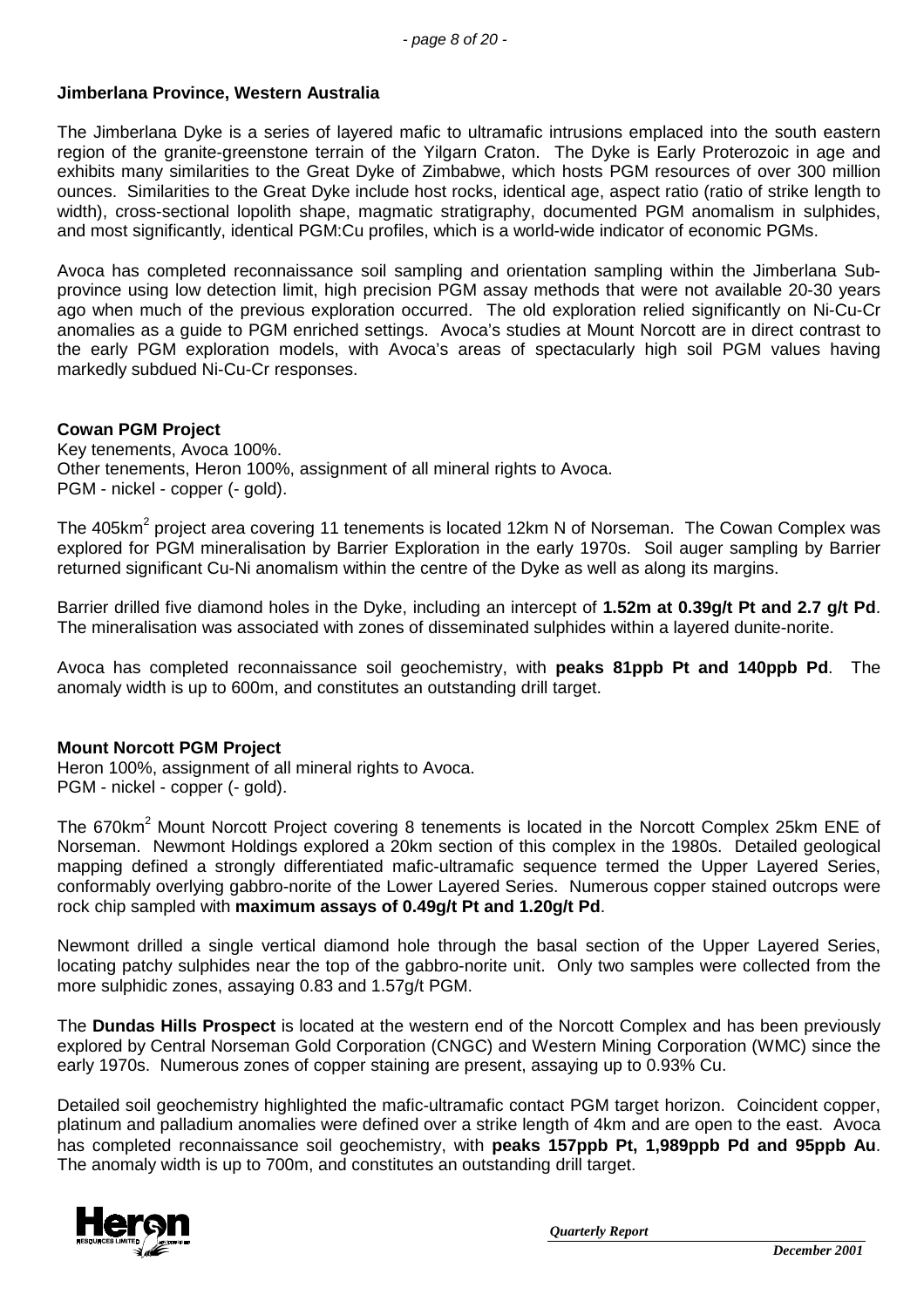**Jimberlana Province, Western Australia**

The Jimberlana Dyke is a series of layered mafic to ultramafic intrusions emplaced into the south eastern region of the granite-greenstone terrain of the Yilgarn Craton. The Dyke is Early Proterozoic in age and exhibits many similarities to the Great Dyke of Zimbabwe, which hosts PGM resources of over 300 million ounces. Similarities to the Great Dyke include host rocks, identical age, aspect ratio (ratio of strike length to width), cross-sectional lopolith shape, magmatic stratigraphy, documented PGM anomalism in sulphides, and most significantly, identical PGM:Cu profiles, which is a world-wide indicator of economic PGMs.

Avoca has completed reconnaissance soil sampling and orientation sampling within the Jimberlana Sub-province using low detection limit, high precision PGM assay methods that were not available 20-30 years ago when much of the previous exploration occurred. The old exploration relied significantly on Ni-Cu-Cr anomalies as a guide to PGM enriched settings. Avoca's studies at Mount Norcott are in direct contrast to the early PGM exploration models, with Avoca's areas of spectacularly high soil PGM values having markedly subdued Ni-Cu-Cr responses.

**Cowan PGM Project**

Key tenements, Avoca 100%.
Other tenements, Heron 100%, assignment of all mineral rights to Avoca.
PGM - nickel - copper (- gold).

The 405km$^2$ project area covering 11 tenements is located 12km N of Norseman. The Cowan Complex was explored for PGM mineralisation by Barrier Exploration in the early 1970s. Soil auger sampling by Barrier returned significant Cu-Ni anomalism within the centre of the Dyke as well as along its margins.

Barrier drilled five diamond holes in the Dyke, including an intercept of **1.52m at 0.39g/t Pt and 2.7 g/t Pd**. The mineralisation was associated with zones of disseminated sulphides within a layered dunite-norite.

Avoca has completed reconnaissance soil geochemistry, with **peaks 81ppb Pt and 140ppb Pd**. The anomaly width is up to 600m, and constitutes an outstanding drill target.

**Mount Norcott PGM Project**

Heron 100%, assignment of all mineral rights to Avoca.
PGM - nickel - copper (- gold).

The 670km$^2$ Mount Norcott Project covering 8 tenements is located in the Norcott Complex 25km ENE of Norseman. Newmont Holdings explored a 20km section of this complex in the 1980s. Detailed geological mapping defined a strongly differentiated mafic-ultramafic sequence termed the Upper Layered Series, conformably overlying gabbro-norite of the Lower Layered Series. Numerous copper stained outcrops were rock chip sampled with **maximum assays of 0.49g/t Pt and 1.20g/t Pd**.

Newmont drilled a single vertical diamond hole through the basal section of the Upper Layered Series, locating patchy sulphides near the top of the gabbro-norite unit. Only two samples were collected from the more sulphidic zones, assaying 0.83 and 1.57g/t PGM.

The **Dundas Hills Prospect** is located at the western end of the Norcott Complex and has been previously explored by Central Norseman Gold Corporation (CNGC) and Western Mining Corporation (WMC) since the early 1970s. Numerous zones of copper staining are present, assaying up to 0.93% Cu.

Detailed soil geochemistry highlighted the mafic-ultramafic contact PGM target horizon. Coincident copper, platinum and palladium anomalies were defined over a strike length of 4km and are open to the east. Avoca has completed reconnaissance soil geochemistry, with **peaks 157ppb Pt, 1,989ppb Pd and 95ppb Au**. The anomaly width is up to 700m, and constitutes an outstanding drill target.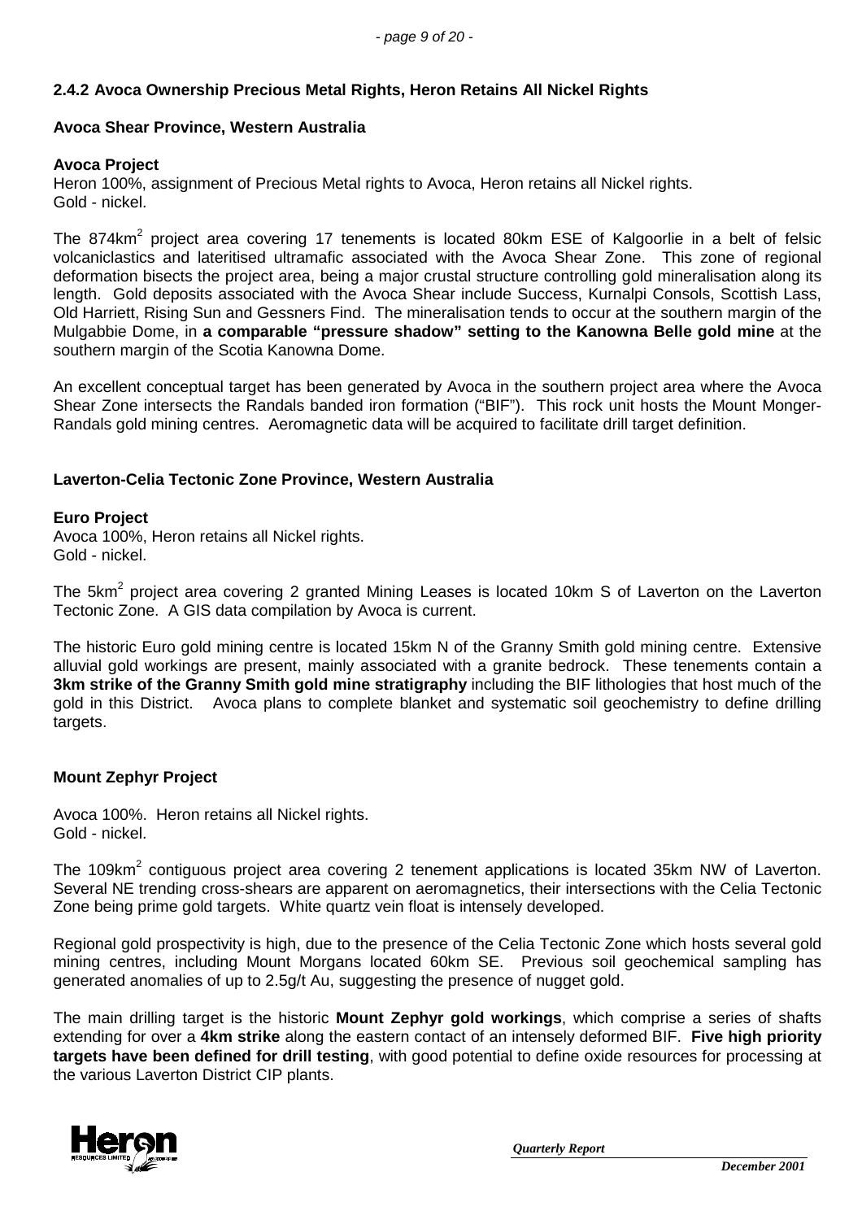### 2.4.2 Avoca Ownership Precious Metal Rights, Heron Retains All Nickel Rights

**Avoca Shear Province, Western Australia**

**Avoca Project**
Heron 100%, assignment of Precious Metal rights to Avoca, Heron retains all Nickel rights.
Gold - nickel.

The 874km$^2$ project area covering 17 tenements is located 80km ESE of Kalgoorlie in a belt of felsic volcaniclastics and lateritised ultramafic associated with the Avoca Shear Zone. This zone of regional deformation bisects the project area, being a major crustal structure controlling gold mineralisation along its length. Gold deposits associated with the Avoca Shear include Success, Kurnalpi Consols, Scottish Lass, Old Harriett, Rising Sun and Gessners Find. The mineralisation tends to occur at the southern margin of the Mulgabbie Dome, in **a comparable "pressure shadow" setting to the Kanowna Belle gold mine** at the southern margin of the Scotia Kanowna Dome.

An excellent conceptual target has been generated by Avoca in the southern project area where the Avoca Shear Zone intersects the Randals banded iron formation ("BIF"). This rock unit hosts the Mount Monger-Randals gold mining centres. Aeromagnetic data will be acquired to facilitate drill target definition.

**Laverton-Celia Tectonic Zone Province, Western Australia**

**Euro Project**
Avoca 100%, Heron retains all Nickel rights.
Gold - nickel.

The 5km$^2$ project area covering 2 granted Mining Leases is located 10km S of Laverton on the Laverton Tectonic Zone. A GIS data compilation by Avoca is current.

The historic Euro gold mining centre is located 15km N of the Granny Smith gold mining centre. Extensive alluvial gold workings are present, mainly associated with a granite bedrock. These tenements contain a **3km strike of the Granny Smith gold mine stratigraphy** including the BIF lithologies that host much of the gold in this District. Avoca plans to complete blanket and systematic soil geochemistry to define drilling targets.

**Mount Zephyr Project**

Avoca 100%. Heron retains all Nickel rights.
Gold - nickel.

The 109km$^2$ contiguous project area covering 2 tenement applications is located 35km NW of Laverton. Several NE trending cross-shears are apparent on aeromagnetics, their intersections with the Celia Tectonic Zone being prime gold targets. White quartz vein float is intensely developed.

Regional gold prospectivity is high, due to the presence of the Celia Tectonic Zone which hosts several gold mining centres, including Mount Morgans located 60km SE. Previous soil geochemical sampling has generated anomalies of up to 2.5g/t Au, suggesting the presence of nugget gold.

The main drilling target is the historic **Mount Zephyr gold workings**, which comprise a series of shafts extending for over a **4km strike** along the eastern contact of an intensely deformed BIF. **Five high priority targets have been defined for drill testing**, with good potential to define oxide resources for processing at the various Laverton District CIP plants.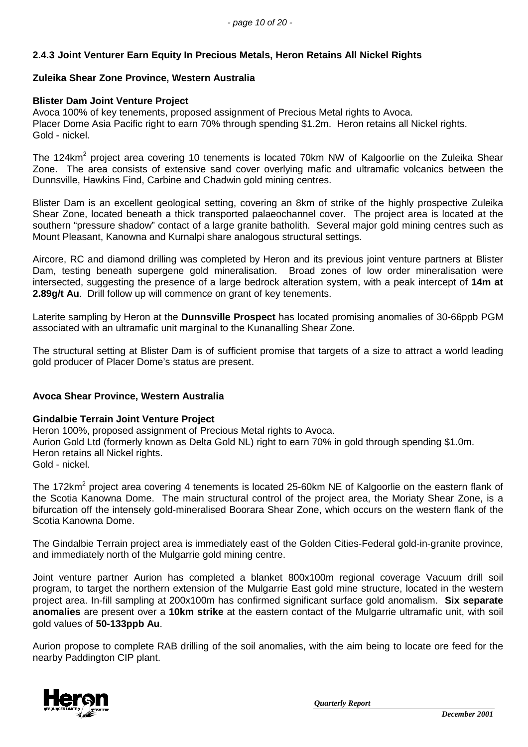### 2.4.3 Joint Venturer Earn Equity In Precious Metals, Heron Retains All Nickel Rights

**Zuleika Shear Zone Province, Western Australia**

**Blister Dam Joint Venture Project**
Avoca 100% of key tenements, proposed assignment of Precious Metal rights to Avoca.
Placer Dome Asia Pacific right to earn 70% through spending \$1.2m. Heron retains all Nickel rights.
Gold - nickel.

The 124km$^2$ project area covering 10 tenements is located 70km NW of Kalgoorlie on the Zuleika Shear Zone. The area consists of extensive sand cover overlying mafic and ultramafic volcanics between the Dunnsville, Hawkins Find, Carbine and Chadwin gold mining centres.

Blister Dam is an excellent geological setting, covering an 8km of strike of the highly prospective Zuleika Shear Zone, located beneath a thick transported palaeochannel cover. The project area is located at the southern "pressure shadow" contact of a large granite batholith. Several major gold mining centres such as Mount Pleasant, Kanowna and Kurnalpi share analogous structural settings.

Aircore, RC and diamond drilling was completed by Heron and its previous joint venture partners at Blister Dam, testing beneath supergene gold mineralisation. Broad zones of low order mineralisation were intersected, suggesting the presence of a large bedrock alteration system, with a peak intercept of **14m at 2.89g/t Au**. Drill follow up will commence on grant of key tenements.

Laterite sampling by Heron at the **Dunnsville Prospect** has located promising anomalies of 30-66ppb PGM associated with an ultramafic unit marginal to the Kunanalling Shear Zone.

The structural setting at Blister Dam is of sufficient promise that targets of a size to attract a world leading gold producer of Placer Dome's status are present.

**Avoca Shear Province, Western Australia**

**Gindalbie Terrain Joint Venture Project**
Heron 100%, proposed assignment of Precious Metal rights to Avoca.
Aurion Gold Ltd (formerly known as Delta Gold NL) right to earn 70% in gold through spending \$1.0m.
Heron retains all Nickel rights.
Gold - nickel.

The 172km$^2$ project area covering 4 tenements is located 25-60km NE of Kalgoorlie on the eastern flank of the Scotia Kanowna Dome. The main structural control of the project area, the Moriaty Shear Zone, is a bifurcation off the intensely gold-mineralised Boorara Shear Zone, which occurs on the western flank of the Scotia Kanowna Dome.

The Gindalbie Terrain project area is immediately east of the Golden Cities-Federal gold-in-granite province, and immediately north of the Mulgarrie gold mining centre.

Joint venture partner Aurion has completed a blanket 800x100m regional coverage Vacuum drill soil program, to target the northern extension of the Mulgarrie East gold mine structure, located in the western project area. In-fill sampling at 200x100m has confirmed significant surface gold anomalism. **Six separate anomalies** are present over a **10km strike** at the eastern contact of the Mulgarrie ultramafic unit, with soil gold values of **50-133ppb Au**.

Aurion propose to complete RAB drilling of the soil anomalies, with the aim being to locate ore feed for the nearby Paddington CIP plant.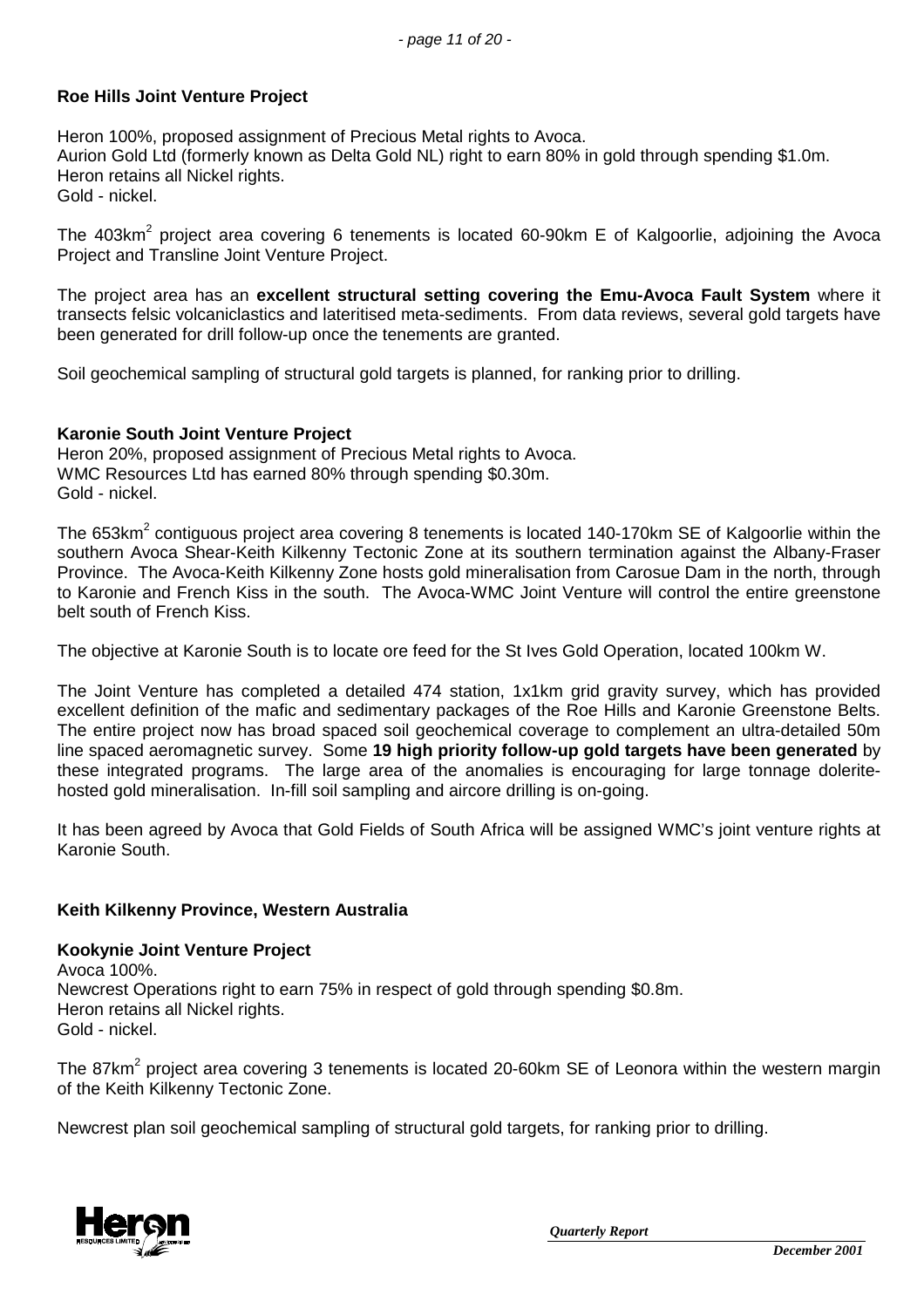**Roe Hills Joint Venture Project**

Heron 100%, proposed assignment of Precious Metal rights to Avoca.
Aurion Gold Ltd (formerly known as Delta Gold NL) right to earn 80% in gold through spending \$1.0m.
Heron retains all Nickel rights.
Gold - nickel.

The 403km$^2$ project area covering 6 tenements is located 60-90km E of Kalgoorlie, adjoining the Avoca Project and Transline Joint Venture Project.

The project area has an **excellent structural setting covering the Emu-Avoca Fault System** where it transects felsic volcaniclastics and lateritised meta-sediments. From data reviews, several gold targets have been generated for drill follow-up once the tenements are granted.

Soil geochemical sampling of structural gold targets is planned, for ranking prior to drilling.

**Karonie South Joint Venture Project**

Heron 20%, proposed assignment of Precious Metal rights to Avoca.
WMC Resources Ltd has earned 80% through spending \$0.30m.
Gold - nickel.

The 653km$^2$ contiguous project area covering 8 tenements is located 140-170km SE of Kalgoorlie within the southern Avoca Shear-Keith Kilkenny Tectonic Zone at its southern termination against the Albany-Fraser Province. The Avoca-Keith Kilkenny Zone hosts gold mineralisation from Carosue Dam in the north, through to Karonie and French Kiss in the south. The Avoca-WMC Joint Venture will control the entire greenstone belt south of French Kiss.

The objective at Karonie South is to locate ore feed for the St Ives Gold Operation, located 100km W.

The Joint Venture has completed a detailed 474 station, 1x1km grid gravity survey, which has provided excellent definition of the mafic and sedimentary packages of the Roe Hills and Karonie Greenstone Belts. The entire project now has broad spaced soil geochemical coverage to complement an ultra-detailed 50m line spaced aeromagnetic survey. Some **19 high priority follow-up gold targets have been generated** by these integrated programs. The large area of the anomalies is encouraging for large tonnage dolerite-hosted gold mineralisation. In-fill soil sampling and aircore drilling is on-going.

It has been agreed by Avoca that Gold Fields of South Africa will be assigned WMC's joint venture rights at Karonie South.

**Keith Kilkenny Province, Western Australia**

**Kookynie Joint Venture Project**

Avoca 100%.
Newcrest Operations right to earn 75% in respect of gold through spending \$0.8m.
Heron retains all Nickel rights.
Gold - nickel.

The 87km$^2$ project area covering 3 tenements is located 20-60km SE of Leonora within the western margin of the Keith Kilkenny Tectonic Zone.

Newcrest plan soil geochemical sampling of structural gold targets, for ranking prior to drilling.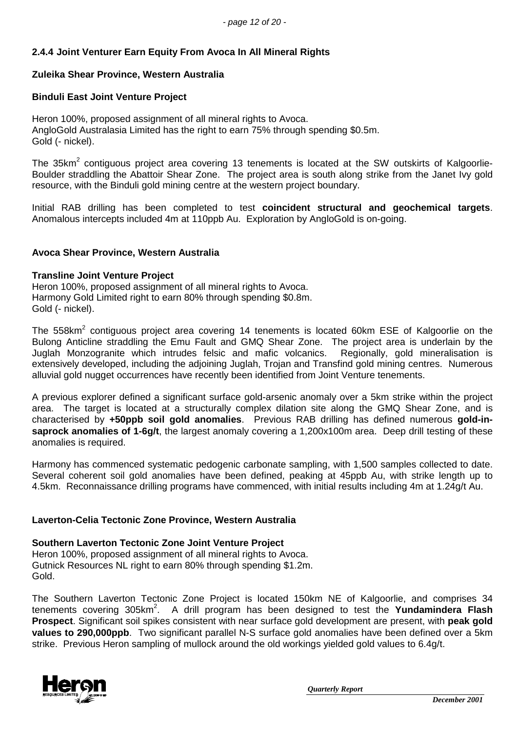### 2.4.4 Joint Venturer Earn Equity From Avoca In All Mineral Rights

**Zuleika Shear Province, Western Australia**

**Binduli East Joint Venture Project**

Heron 100%, proposed assignment of all mineral rights to Avoca.
AngloGold Australasia Limited has the right to earn 75% through spending \$0.5m.
Gold (- nickel).

The 35km$^2$ contiguous project area covering 13 tenements is located at the SW outskirts of Kalgoorlie-Boulder straddling the Abattoir Shear Zone. The project area is south along strike from the Janet Ivy gold resource, with the Binduli gold mining centre at the western project boundary.

Initial RAB drilling has been completed to test **coincident structural and geochemical targets**. Anomalous intercepts included 4m at 110ppb Au. Exploration by AngloGold is on-going.

**Avoca Shear Province, Western Australia**

**Transline Joint Venture Project**
Heron 100%, proposed assignment of all mineral rights to Avoca.
Harmony Gold Limited right to earn 80% through spending \$0.8m.
Gold (- nickel).

The 558km$^2$ contiguous project area covering 14 tenements is located 60km ESE of Kalgoorlie on the Bulong Anticline straddling the Emu Fault and GMQ Shear Zone. The project area is underlain by the Juglah Monzogranite which intrudes felsic and mafic volcanics. Regionally, gold mineralisation is extensively developed, including the adjoining Juglah, Trojan and Transfind gold mining centres. Numerous alluvial gold nugget occurrences have recently been identified from Joint Venture tenements.

A previous explorer defined a significant surface gold-arsenic anomaly over a 5km strike within the project area. The target is located at a structurally complex dilation site along the GMQ Shear Zone, and is characterised by **+50ppb soil gold anomalies**. Previous RAB drilling has defined numerous **gold-in-saprock anomalies of 1-6g/t**, the largest anomaly covering a 1,200x100m area. Deep drill testing of these anomalies is required.

Harmony has commenced systematic pedogenic carbonate sampling, with 1,500 samples collected to date. Several coherent soil gold anomalies have been defined, peaking at 45ppb Au, with strike length up to 4.5km. Reconnaissance drilling programs have commenced, with initial results including 4m at 1.24g/t Au.

**Laverton-Celia Tectonic Zone Province, Western Australia**

**Southern Laverton Tectonic Zone Joint Venture Project**
Heron 100%, proposed assignment of all mineral rights to Avoca.
Gutnick Resources NL right to earn 80% through spending \$1.2m.
Gold.

The Southern Laverton Tectonic Zone Project is located 150km NE of Kalgoorlie, and comprises 34 tenements covering 305km$^2$. A drill program has been designed to test the **Yundamindera Flash Prospect**. Significant soil spikes consistent with near surface gold development are present, with **peak gold values to 290,000ppb**. Two significant parallel N-S surface gold anomalies have been defined over a 5km strike. Previous Heron sampling of mullock around the old workings yielded gold values to 6.4g/t.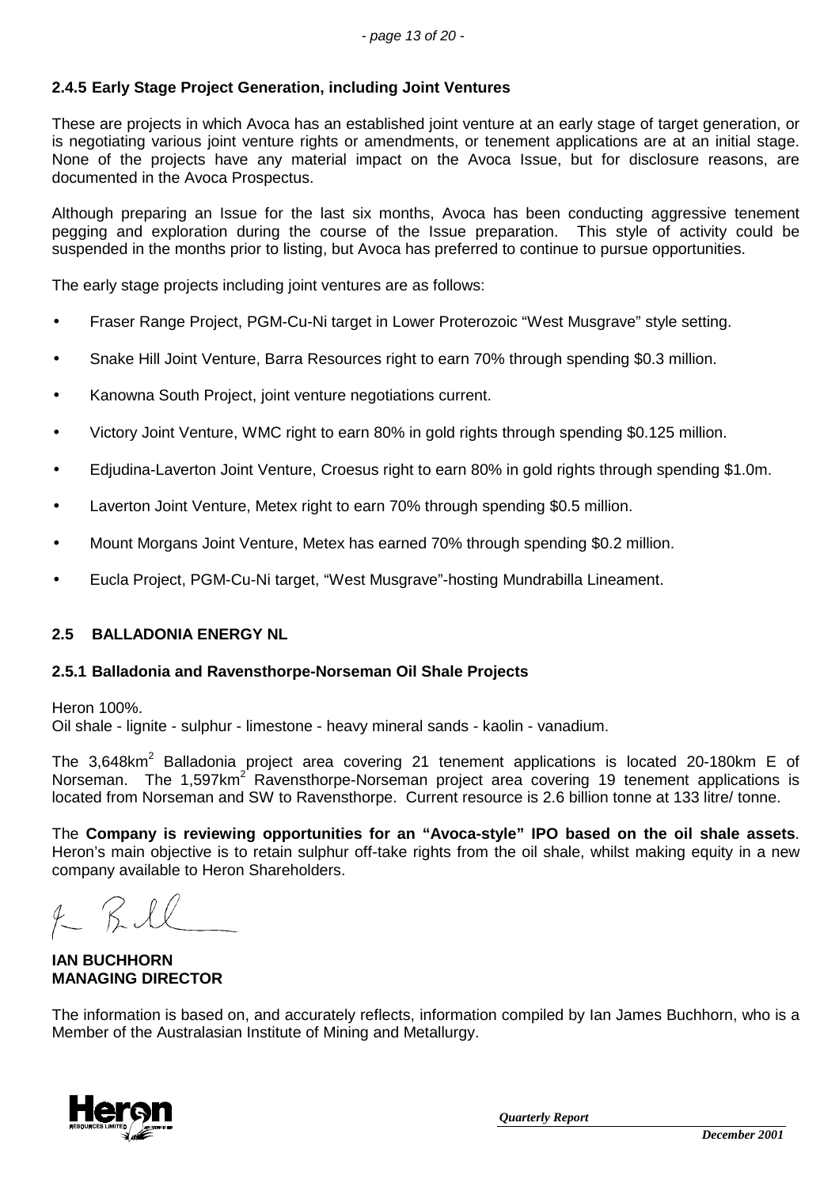### 2.4.5 Early Stage Project Generation, including Joint Ventures

These are projects in which Avoca has an established joint venture at an early stage of target generation, or is negotiating various joint venture rights or amendments, or tenement applications are at an initial stage. None of the projects have any material impact on the Avoca Issue, but for disclosure reasons, are documented in the Avoca Prospectus.

Although preparing an Issue for the last six months, Avoca has been conducting aggressive tenement pegging and exploration during the course of the Issue preparation. This style of activity could be suspended in the months prior to listing, but Avoca has preferred to continue to pursue opportunities.

The early stage projects including joint ventures are as follows:

- Fraser Range Project, PGM-Cu-Ni target in Lower Proterozoic "West Musgrave" style setting.
- Snake Hill Joint Venture, Barra Resources right to earn 70% through spending $0.3 million.
- Kanowna South Project, joint venture negotiations current.
- Victory Joint Venture, WMC right to earn 80% in gold rights through spending $0.125 million.
- Edjudina-Laverton Joint Venture, Croesus right to earn 80% in gold rights through spending $1.0m.
- Laverton Joint Venture, Metex right to earn 70% through spending $0.5 million.
- Mount Morgans Joint Venture, Metex has earned 70% through spending $0.2 million.
- Eucla Project, PGM-Cu-Ni target, "West Musgrave"-hosting Mundrabilla Lineament.

## 2.5 BALLADONIA ENERGY NL

### 2.5.1 Balladonia and Ravensthorpe-Norseman Oil Shale Projects

Heron 100%.
Oil shale - lignite - sulphur - limestone - heavy mineral sands - kaolin - vanadium.

The 3,648km$^2$ Balladonia project area covering 21 tenement applications is located 20-180km E of Norseman. The 1,597km$^2$ Ravensthorpe-Norseman project area covering 19 tenement applications is located from Norseman and SW to Ravensthorpe. Current resource is 2.6 billion tonne at 133 litre/ tonne.

The **Company is reviewing opportunities for an "Avoca-style" IPO based on the oil shale assets**. Heron's main objective is to retain sulphur off-take rights from the oil shale, whilst making equity in a new company available to Heron Shareholders.

**IAN BUCHHORN**
**MANAGING DIRECTOR**

The information is based on, and accurately reflects, information compiled by Ian James Buchhorn, who is a Member of the Australasian Institute of Mining and Metallurgy.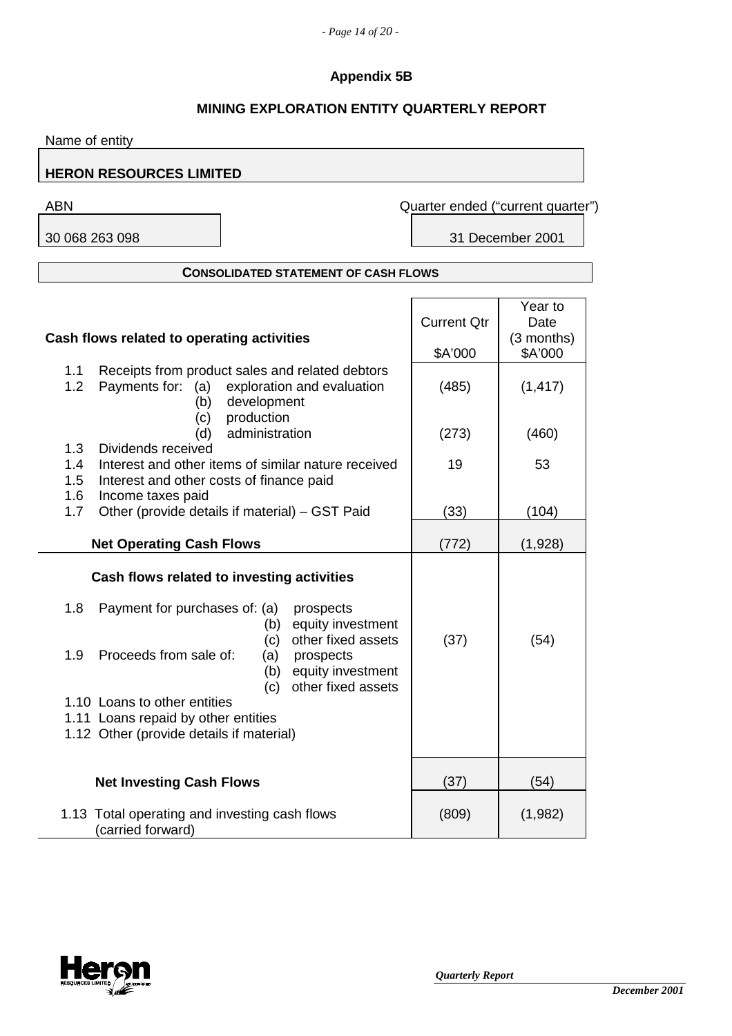## Appendix 5B

## MINING EXPLORATION ENTITY QUARTERLY REPORT

Name of entity

**HERON RESOURCES LIMITED**

| ABN | Quarter ended ("current quarter") |
|---|---|
| 30 068 263 098 | 31 December 2001 |

### CONSOLIDATED STATEMENT OF CASH FLOWS

| Cash flows related to operating activities | Current Qtr $A'000 | Year to Date (3 months) $A'000 |
|---|---|---|
| 1.1 Receipts from product sales and related debtors | | |
| 1.2 Payments for: (a) exploration and evaluation | (485) | (1,417) |
| (b) development | | |
| (c) production | | |
| (d) administration | (273) | (460) |
| 1.3 Dividends received | | |
| 1.4 Interest and other items of similar nature received | 19 | 53 |
| 1.5 Interest and other costs of finance paid | | |
| 1.6 Income taxes paid | | |
| 1.7 Other (provide details if material) – GST Paid | (33) | (104) |
| **Net Operating Cash Flows** | (772) | (1,928) |
| **Cash flows related to investing activities** | | |
| 1.8 Payment for purchases of: (a) prospects | | |
| (b) equity investment | | |
| (c) other fixed assets | (37) | (54) |
| 1.9 Proceeds from sale of: (a) prospects | | |
| (b) equity investment | | |
| (c) other fixed assets | | |
| 1.10 Loans to other entities | | |
| 1.11 Loans repaid by other entities | | |
| 1.12 Other (provide details if material) | | |
| **Net Investing Cash Flows** | (37) | (54) |
| 1.13 Total operating and investing cash flows (carried forward) | (809) | (1,982) |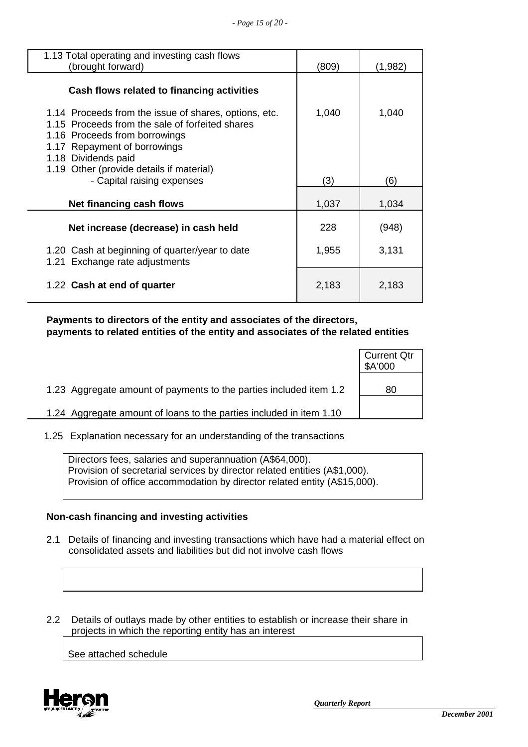| | | |
|---|---|---|
| 1.13 Total operating and investing cash flows (brought forward) | (809) | (1,982) |
| **Cash flows related to financing activities** | | |
| 1.14 Proceeds from the issue of shares, options, etc. | 1,040 | 1,040 |
| 1.15 Proceeds from the sale of forfeited shares | | |
| 1.16 Proceeds from borrowings | | |
| 1.17 Repayment of borrowings | | |
| 1.18 Dividends paid | | |
| 1.19 Other (provide details if material) | | |
| - Capital raising expenses | (3) | (6) |
| **Net financing cash flows** | 1,037 | 1,034 |
| **Net increase (decrease) in cash held** | 228 | (948) |
| 1.20 Cash at beginning of quarter/year to date | 1,955 | 3,131 |
| 1.21 Exchange rate adjustments | | |
| 1.22 **Cash at end of quarter** | 2,183 | 2,183 |

**Payments to directors of the entity and associates of the directors, payments to related entities of the entity and associates of the related entities**

| | Current Qtr $A'000 |
|---|---|
| 1.23 Aggregate amount of payments to the parties included item 1.2 | 80 |
| 1.24 Aggregate amount of loans to the parties included in item 1.10 | |

1.25 Explanation necessary for an understanding of the transactions

Directors fees, salaries and superannuation (A$64,000).
Provision of secretarial services by director related entities (A$1,000).
Provision of office accommodation by director related entity (A$15,000).

**Non-cash financing and investing activities**

2.1 Details of financing and investing transactions which have had a material effect on consolidated assets and liabilities but did not involve cash flows

2.2 Details of outlays made by other entities to establish or increase their share in projects in which the reporting entity has an interest

See attached schedule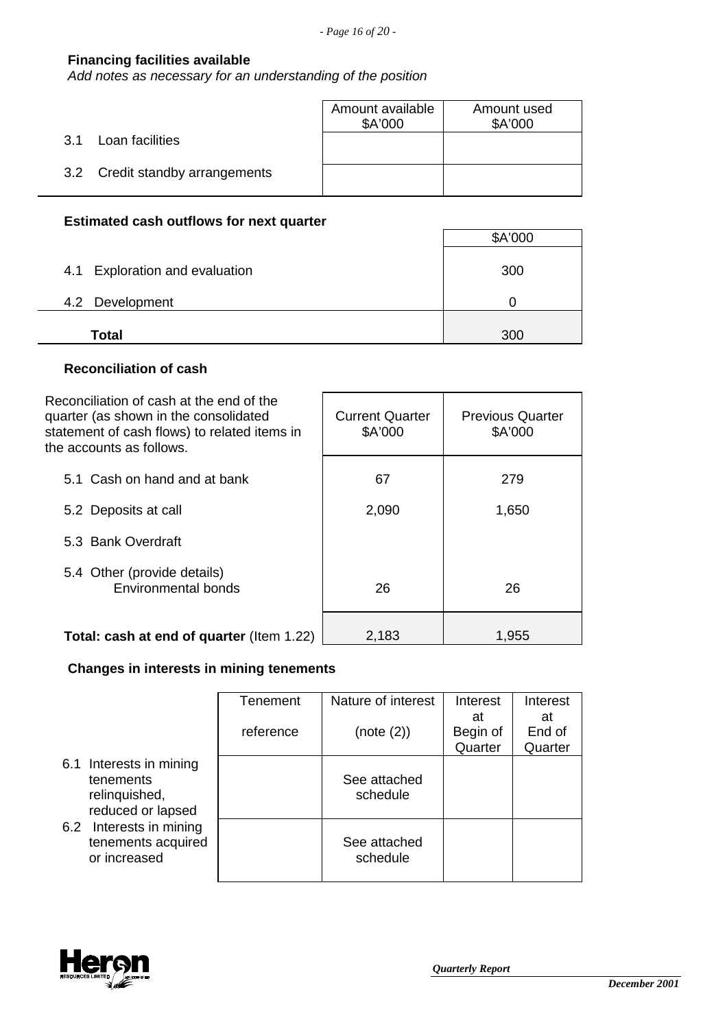### Financing facilities available

*Add notes as necessary for an understanding of the position*

| | Amount available $A'000 | Amount used $A'000 |
|---|---|---|
| 3.1 Loan facilities | | |
| 3.2 Credit standby arrangements | | |

### Estimated cash outflows for next quarter

| | $A'000 |
|---|---|
| 4.1 Exploration and evaluation | 300 |
| 4.2 Development | 0 |
| **Total** | 300 |

### Reconciliation of cash

| Reconciliation of cash at the end of the quarter (as shown in the consolidated statement of cash flows) to related items in the accounts as follows. | Current Quarter $A'000 | Previous Quarter $A'000 |
|---|---|---|
| 5.1 Cash on hand and at bank | 67 | 279 |
| 5.2 Deposits at call | 2,090 | 1,650 |
| 5.3 Bank Overdraft | | |
| 5.4 Other (provide details) Environmental bonds | 26 | 26 |
| **Total: cash at end of quarter** (Item 1.22) | 2,183 | 1,955 |

### Changes in interests in mining tenements

| | Tenement reference | Nature of interest (note (2)) | Interest at Begin of Quarter | Interest at End of Quarter |
|---|---|---|---|---|
| 6.1 Interests in mining tenements relinquished, reduced or lapsed | | See attached schedule | | |
| 6.2 Interests in mining tenements acquired or increased | | See attached schedule | | |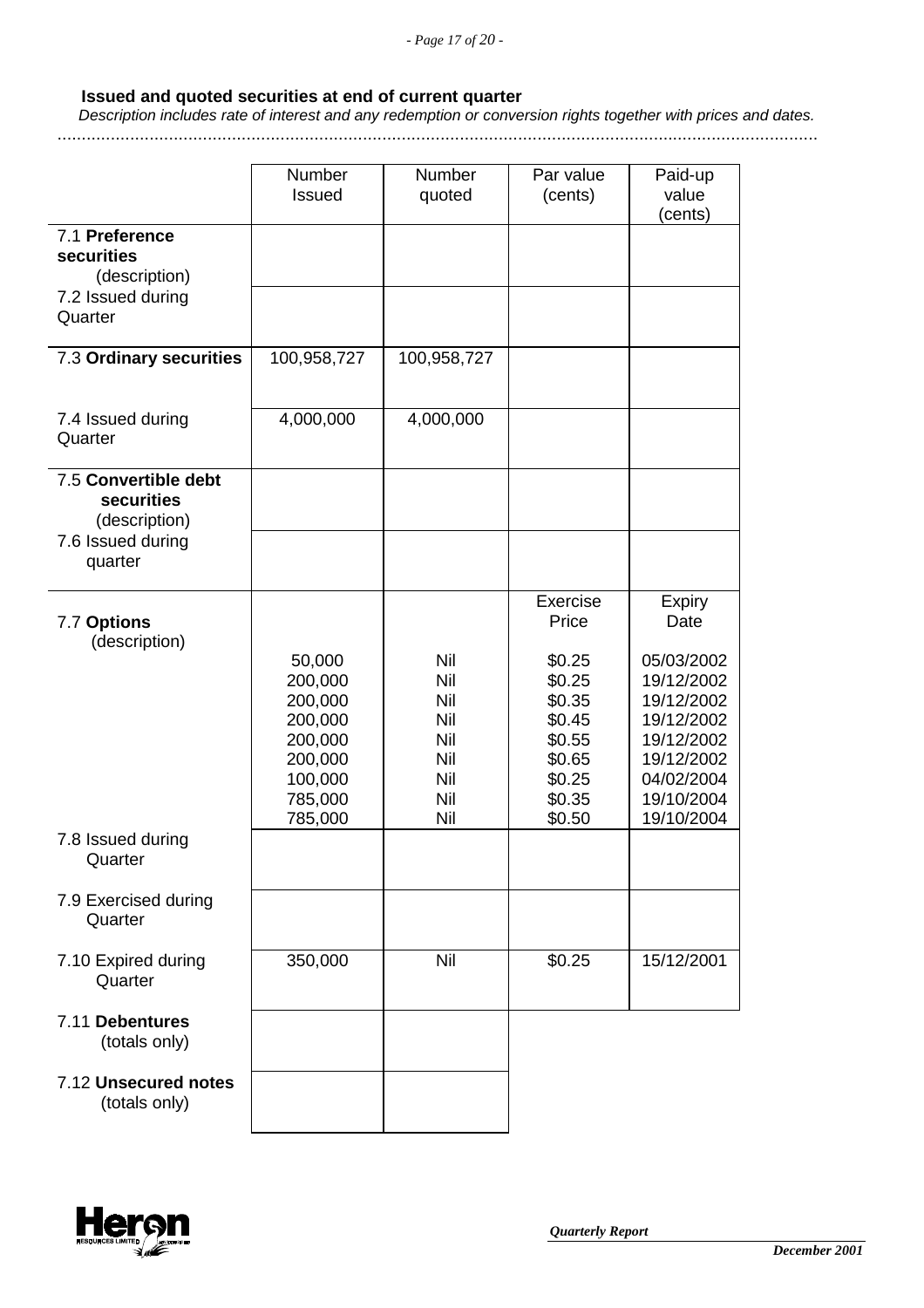**Issued and quoted securities at end of current quarter**

*Description includes rate of interest and any redemption or conversion rights together with prices and dates.*

| | Number Issued | Number quoted | Par value (cents) | Paid-up value (cents) |
|---|---|---|---|---|
| 7.1 **Preference securities** (description) | | | | |
| 7.2 Issued during Quarter | | | | |
| 7.3 **Ordinary securities** | 100,958,727 | 100,958,727 | | |
| 7.4 Issued during Quarter | 4,000,000 | 4,000,000 | | |
| 7.5 **Convertible debt securities** (description) | | | | |
| 7.6 Issued during quarter | | | | |
| 7.7 **Options** (description) | | | Exercise Price | Expiry Date |
| | 50,000 | Nil | $0.25 | 05/03/2002 |
| | 200,000 | Nil | $0.25 | 19/12/2002 |
| | 200,000 | Nil | $0.35 | 19/12/2002 |
| | 200,000 | Nil | $0.45 | 19/12/2002 |
| | 200,000 | Nil | $0.55 | 19/12/2002 |
| | 200,000 | Nil | $0.65 | 19/12/2002 |
| | 100,000 | Nil | $0.25 | 04/02/2004 |
| | 785,000 | Nil | $0.35 | 19/10/2004 |
| | 785,000 | Nil | $0.50 | 19/10/2004 |
| 7.8 Issued during Quarter | | | | |
| 7.9 Exercised during Quarter | | | | |
| 7.10 Expired during Quarter | 350,000 | Nil | $0.25 | 15/12/2001 |
| 7.11 **Debentures** (totals only) | | | | |
| 7.12 **Unsecured notes** (totals only) | | | | |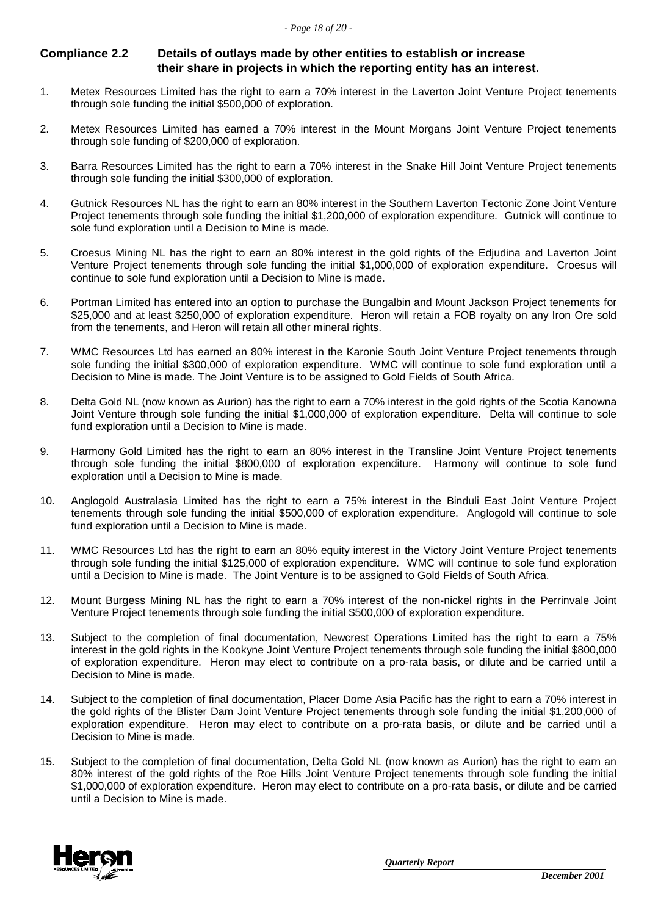## Compliance 2.2 Details of outlays made by other entities to establish or increase their share in projects in which the reporting entity has an interest.

1. Metex Resources Limited has the right to earn a 70% interest in the Laverton Joint Venture Project tenements through sole funding the initial $500,000 of exploration.

2. Metex Resources Limited has earned a 70% interest in the Mount Morgans Joint Venture Project tenements through sole funding of $200,000 of exploration.

3. Barra Resources Limited has the right to earn a 70% interest in the Snake Hill Joint Venture Project tenements through sole funding the initial $300,000 of exploration.

4. Gutnick Resources NL has the right to earn an 80% interest in the Southern Laverton Tectonic Zone Joint Venture Project tenements through sole funding the initial $1,200,000 of exploration expenditure. Gutnick will continue to sole fund exploration until a Decision to Mine is made.

5. Croesus Mining NL has the right to earn an 80% interest in the gold rights of the Edjudina and Laverton Joint Venture Project tenements through sole funding the initial $1,000,000 of exploration expenditure. Croesus will continue to sole fund exploration until a Decision to Mine is made.

6. Portman Limited has entered into an option to purchase the Bungalbin and Mount Jackson Project tenements for $25,000 and at least $250,000 of exploration expenditure. Heron will retain a FOB royalty on any Iron Ore sold from the tenements, and Heron will retain all other mineral rights.

7. WMC Resources Ltd has earned an 80% interest in the Karonie South Joint Venture Project tenements through sole funding the initial $300,000 of exploration expenditure. WMC will continue to sole fund exploration until a Decision to Mine is made. The Joint Venture is to be assigned to Gold Fields of South Africa.

8. Delta Gold NL (now known as Aurion) has the right to earn a 70% interest in the gold rights of the Scotia Kanowna Joint Venture through sole funding the initial $1,000,000 of exploration expenditure. Delta will continue to sole fund exploration until a Decision to Mine is made.

9. Harmony Gold Limited has the right to earn an 80% interest in the Transline Joint Venture Project tenements through sole funding the initial $800,000 of exploration expenditure. Harmony will continue to sole fund exploration until a Decision to Mine is made.

10. Anglogold Australasia Limited has the right to earn a 75% interest in the Binduli East Joint Venture Project tenements through sole funding the initial $500,000 of exploration expenditure. Anglogold will continue to sole fund exploration until a Decision to Mine is made.

11. WMC Resources Ltd has the right to earn an 80% equity interest in the Victory Joint Venture Project tenements through sole funding the initial $125,000 of exploration expenditure. WMC will continue to sole fund exploration until a Decision to Mine is made. The Joint Venture is to be assigned to Gold Fields of South Africa.

12. Mount Burgess Mining NL has the right to earn a 70% interest of the non-nickel rights in the Perrinvale Joint Venture Project tenements through sole funding the initial $500,000 of exploration expenditure.

13. Subject to the completion of final documentation, Newcrest Operations Limited has the right to earn a 75% interest in the gold rights in the Kookyne Joint Venture Project tenements through sole funding the initial $800,000 of exploration expenditure. Heron may elect to contribute on a pro-rata basis, or dilute and be carried until a Decision to Mine is made.

14. Subject to the completion of final documentation, Placer Dome Asia Pacific has the right to earn a 70% interest in the gold rights of the Blister Dam Joint Venture Project tenements through sole funding the initial $1,200,000 of exploration expenditure. Heron may elect to contribute on a pro-rata basis, or dilute and be carried until a Decision to Mine is made.

15. Subject to the completion of final documentation, Delta Gold NL (now known as Aurion) has the right to earn an 80% interest of the gold rights of the Roe Hills Joint Venture Project tenements through sole funding the initial $1,000,000 of exploration expenditure. Heron may elect to contribute on a pro-rata basis, or dilute and be carried until a Decision to Mine is made.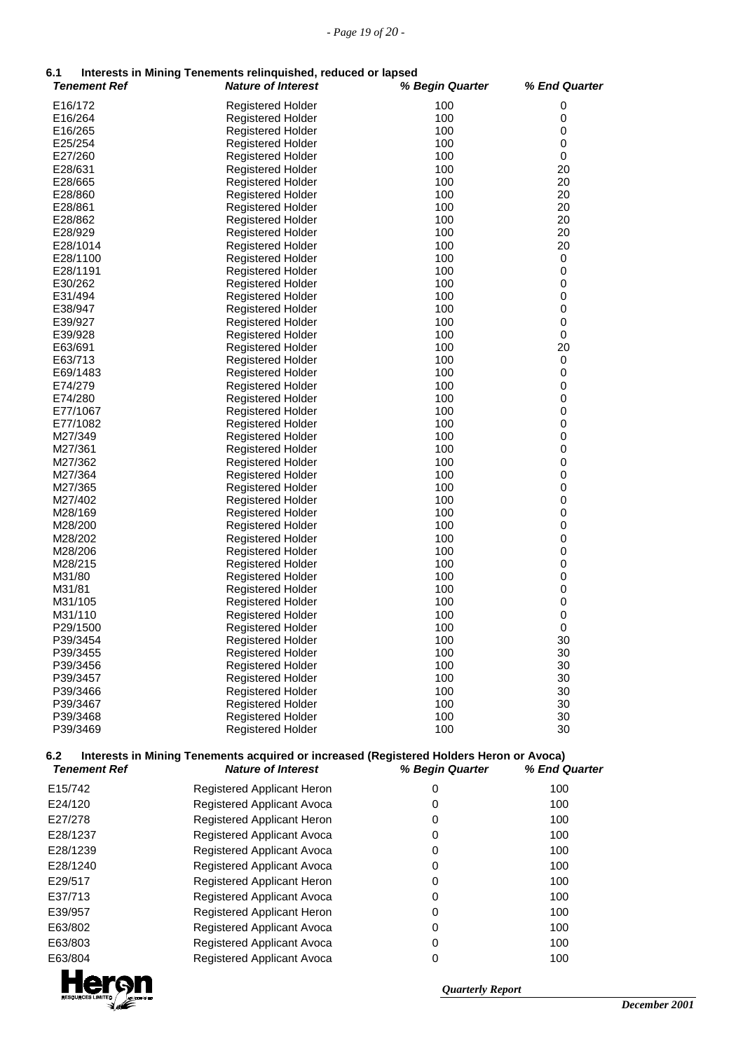### 6.1 Interests in Mining Tenements relinquished, reduced or lapsed

| *Tenement Ref* | *Nature of Interest* | *% Begin Quarter* | *% End Quarter* |
|---|---|---|---|
| E16/172 | Registered Holder | 100 | 0 |
| E16/264 | Registered Holder | 100 | 0 |
| E16/265 | Registered Holder | 100 | 0 |
| E25/254 | Registered Holder | 100 | 0 |
| E27/260 | Registered Holder | 100 | 0 |
| E28/631 | Registered Holder | 100 | 20 |
| E28/665 | Registered Holder | 100 | 20 |
| E28/860 | Registered Holder | 100 | 20 |
| E28/861 | Registered Holder | 100 | 20 |
| E28/862 | Registered Holder | 100 | 20 |
| E28/929 | Registered Holder | 100 | 20 |
| E28/1014 | Registered Holder | 100 | 20 |
| E28/1100 | Registered Holder | 100 | 0 |
| E28/1191 | Registered Holder | 100 | 0 |
| E30/262 | Registered Holder | 100 | 0 |
| E31/494 | Registered Holder | 100 | 0 |
| E38/947 | Registered Holder | 100 | 0 |
| E39/927 | Registered Holder | 100 | 0 |
| E39/928 | Registered Holder | 100 | 0 |
| E63/691 | Registered Holder | 100 | 20 |
| E63/713 | Registered Holder | 100 | 0 |
| E69/1483 | Registered Holder | 100 | 0 |
| E74/279 | Registered Holder | 100 | 0 |
| E74/280 | Registered Holder | 100 | 0 |
| E77/1067 | Registered Holder | 100 | 0 |
| E77/1082 | Registered Holder | 100 | 0 |
| M27/349 | Registered Holder | 100 | 0 |
| M27/361 | Registered Holder | 100 | 0 |
| M27/362 | Registered Holder | 100 | 0 |
| M27/364 | Registered Holder | 100 | 0 |
| M27/365 | Registered Holder | 100 | 0 |
| M27/402 | Registered Holder | 100 | 0 |
| M28/169 | Registered Holder | 100 | 0 |
| M28/200 | Registered Holder | 100 | 0 |
| M28/202 | Registered Holder | 100 | 0 |
| M28/206 | Registered Holder | 100 | 0 |
| M28/215 | Registered Holder | 100 | 0 |
| M31/80 | Registered Holder | 100 | 0 |
| M31/81 | Registered Holder | 100 | 0 |
| M31/105 | Registered Holder | 100 | 0 |
| M31/110 | Registered Holder | 100 | 0 |
| P29/1500 | Registered Holder | 100 | 0 |
| P39/3454 | Registered Holder | 100 | 30 |
| P39/3455 | Registered Holder | 100 | 30 |
| P39/3456 | Registered Holder | 100 | 30 |
| P39/3457 | Registered Holder | 100 | 30 |
| P39/3466 | Registered Holder | 100 | 30 |
| P39/3467 | Registered Holder | 100 | 30 |
| P39/3468 | Registered Holder | 100 | 30 |
| P39/3469 | Registered Holder | 100 | 30 |

### 6.2 Interests in Mining Tenements acquired or increased (Registered Holders Heron or Avoca)

| *Tenement Ref* | *Nature of Interest* | *% Begin Quarter* | *% End Quarter* |
|---|---|---|---|
| E15/742 | Registered Applicant Heron | 0 | 100 |
| E24/120 | Registered Applicant Avoca | 0 | 100 |
| E27/278 | Registered Applicant Heron | 0 | 100 |
| E28/1237 | Registered Applicant Avoca | 0 | 100 |
| E28/1239 | Registered Applicant Avoca | 0 | 100 |
| E28/1240 | Registered Applicant Avoca | 0 | 100 |
| E29/517 | Registered Applicant Heron | 0 | 100 |
| E37/713 | Registered Applicant Avoca | 0 | 100 |
| E39/957 | Registered Applicant Heron | 0 | 100 |
| E63/802 | Registered Applicant Avoca | 0 | 100 |
| E63/803 | Registered Applicant Avoca | 0 | 100 |
| E63/804 | Registered Applicant Avoca | 0 | 100 |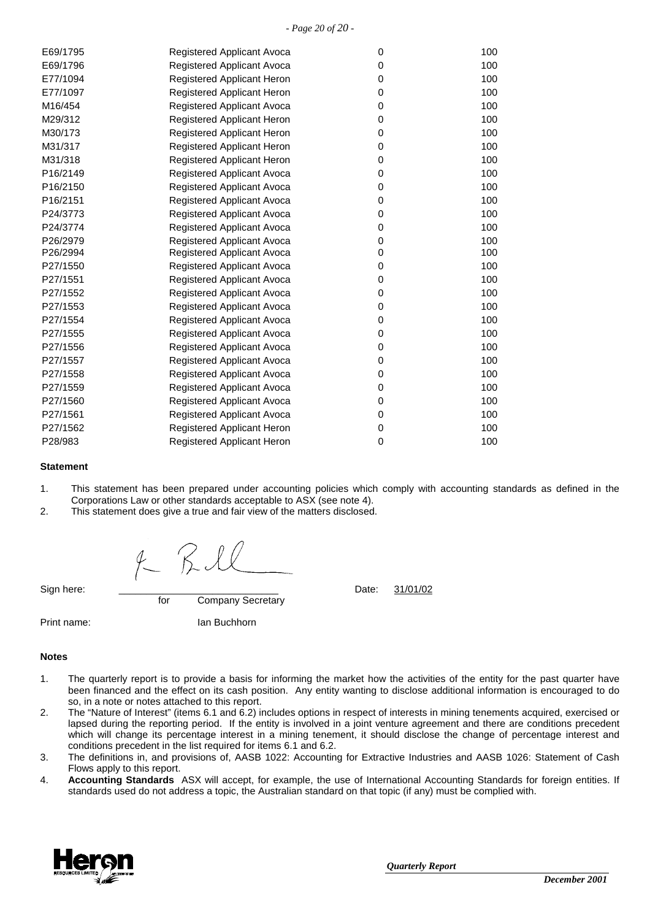| | | | |
|---|---|---|---|
| E69/1795 | Registered Applicant Avoca | 0 | 100 |
| E69/1796 | Registered Applicant Avoca | 0 | 100 |
| E77/1094 | Registered Applicant Heron | 0 | 100 |
| E77/1097 | Registered Applicant Heron | 0 | 100 |
| M16/454 | Registered Applicant Avoca | 0 | 100 |
| M29/312 | Registered Applicant Heron | 0 | 100 |
| M30/173 | Registered Applicant Heron | 0 | 100 |
| M31/317 | Registered Applicant Heron | 0 | 100 |
| M31/318 | Registered Applicant Heron | 0 | 100 |
| P16/2149 | Registered Applicant Avoca | 0 | 100 |
| P16/2150 | Registered Applicant Avoca | 0 | 100 |
| P16/2151 | Registered Applicant Avoca | 0 | 100 |
| P24/3773 | Registered Applicant Avoca | 0 | 100 |
| P24/3774 | Registered Applicant Avoca | 0 | 100 |
| P26/2979 | Registered Applicant Avoca | 0 | 100 |
| P26/2994 | Registered Applicant Avoca | 0 | 100 |
| P27/1550 | Registered Applicant Avoca | 0 | 100 |
| P27/1551 | Registered Applicant Avoca | 0 | 100 |
| P27/1552 | Registered Applicant Avoca | 0 | 100 |
| P27/1553 | Registered Applicant Avoca | 0 | 100 |
| P27/1554 | Registered Applicant Avoca | 0 | 100 |
| P27/1555 | Registered Applicant Avoca | 0 | 100 |
| P27/1556 | Registered Applicant Avoca | 0 | 100 |
| P27/1557 | Registered Applicant Avoca | 0 | 100 |
| P27/1558 | Registered Applicant Avoca | 0 | 100 |
| P27/1559 | Registered Applicant Avoca | 0 | 100 |
| P27/1560 | Registered Applicant Avoca | 0 | 100 |
| P27/1561 | Registered Applicant Avoca | 0 | 100 |
| P27/1562 | Registered Applicant Heron | 0 | 100 |
| P28/983 | Registered Applicant Heron | 0 | 100 |

**Statement**

1. This statement has been prepared under accounting policies which comply with accounting standards as defined in the Corporations Law or other standards acceptable to ASX (see note 4).
2. This statement does give a true and fair view of the matters disclosed.

Sign here: ______________________________ Date: 31/01/02
for Company Secretary

Print name: Ian Buchhorn

**Notes**

1. The quarterly report is to provide a basis for informing the market how the activities of the entity for the past quarter have been financed and the effect on its cash position. Any entity wanting to disclose additional information is encouraged to do so, in a note or notes attached to this report.
2. The "Nature of Interest" (items 6.1 and 6.2) includes options in respect of interests in mining tenements acquired, exercised or lapsed during the reporting period. If the entity is involved in a joint venture agreement and there are conditions precedent which will change its percentage interest in a mining tenement, it should disclose the change of percentage interest and conditions precedent in the list required for items 6.1 and 6.2.
3. The definitions in, and provisions of, AASB 1022: Accounting for Extractive Industries and AASB 1026: Statement of Cash Flows apply to this report.
4. **Accounting Standards** ASX will accept, for example, the use of International Accounting Standards for foreign entities. If standards used do not address a topic, the Australian standard on that topic (if any) must be complied with.